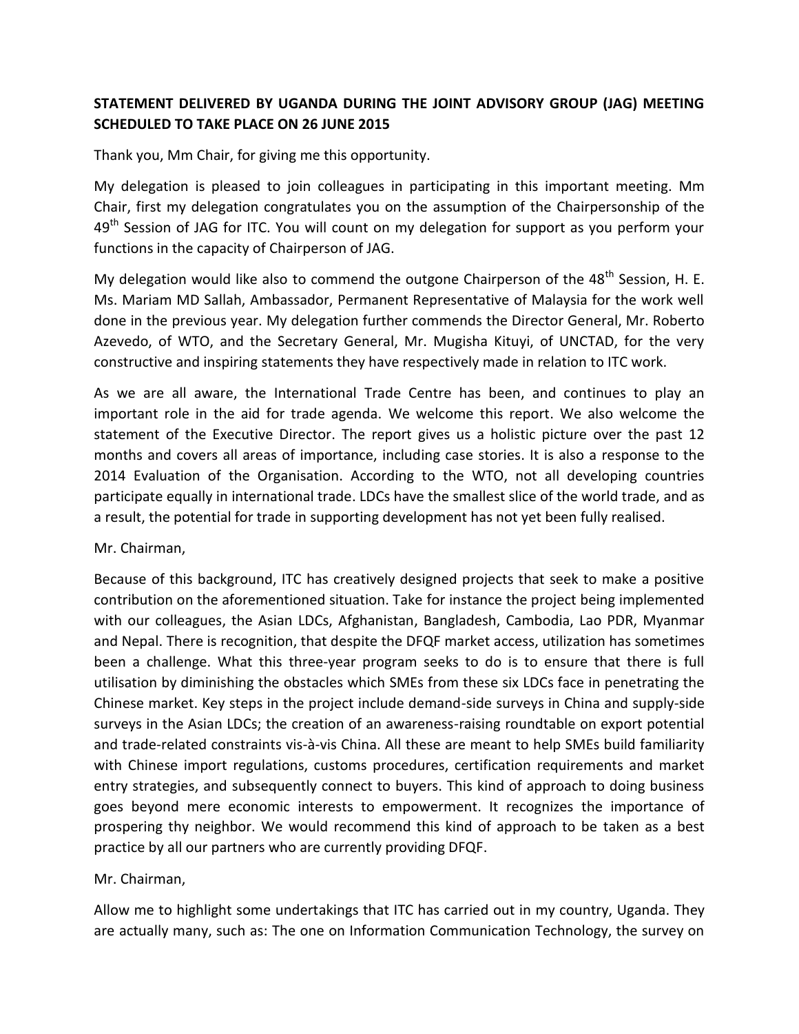**STATEMENT DELIVERED BY UGANDA DURING THE JOINT ADVISORY GROUP (JAG) MEETING SCHEDULED TO TAKE PLACE ON 26 JUNE 2015**

Thank you, Mm Chair, for giving me this opportunity.

My delegation is pleased to join colleagues in participating in this important meeting. Mm Chair, first my delegation congratulates you on the assumption of the Chairpersonship of the 49th Session of JAG for ITC. You will count on my delegation for support as you perform your functions in the capacity of Chairperson of JAG.

My delegation would like also to commend the outgone Chairperson of the 48th Session, H. E. Ms. Mariam MD Sallah, Ambassador, Permanent Representative of Malaysia for the work well done in the previous year. My delegation further commends the Director General, Mr. Roberto Azevedo, of WTO, and the Secretary General, Mr. Mugisha Kituyi, of UNCTAD, for the very constructive and inspiring statements they have respectively made in relation to ITC work.

As we are all aware, the International Trade Centre has been, and continues to play an important role in the aid for trade agenda. We welcome this report. We also welcome the statement of the Executive Director. The report gives us a holistic picture over the past 12 months and covers all areas of importance, including case stories. It is also a response to the 2014 Evaluation of the Organisation. According to the WTO, not all developing countries participate equally in international trade. LDCs have the smallest slice of the world trade, and as a result, the potential for trade in supporting development has not yet been fully realised.

Mr. Chairman,

Because of this background, ITC has creatively designed projects that seek to make a positive contribution on the aforementioned situation. Take for instance the project being implemented with our colleagues, the Asian LDCs, Afghanistan, Bangladesh, Cambodia, Lao PDR, Myanmar and Nepal. There is recognition, that despite the DFQF market access, utilization has sometimes been a challenge. What this three-year program seeks to do is to ensure that there is full utilisation by diminishing the obstacles which SMEs from these six LDCs face in penetrating the Chinese market. Key steps in the project include demand-side surveys in China and supply-side surveys in the Asian LDCs; the creation of an awareness-raising roundtable on export potential and trade-related constraints vis-à-vis China. All these are meant to help SMEs build familiarity with Chinese import regulations, customs procedures, certification requirements and market entry strategies, and subsequently connect to buyers. This kind of approach to doing business goes beyond mere economic interests to empowerment. It recognizes the importance of prospering thy neighbor. We would recommend this kind of approach to be taken as a best practice by all our partners who are currently providing DFQF.

Mr. Chairman,

Allow me to highlight some undertakings that ITC has carried out in my country, Uganda. They are actually many, such as: The one on Information Communication Technology, the survey on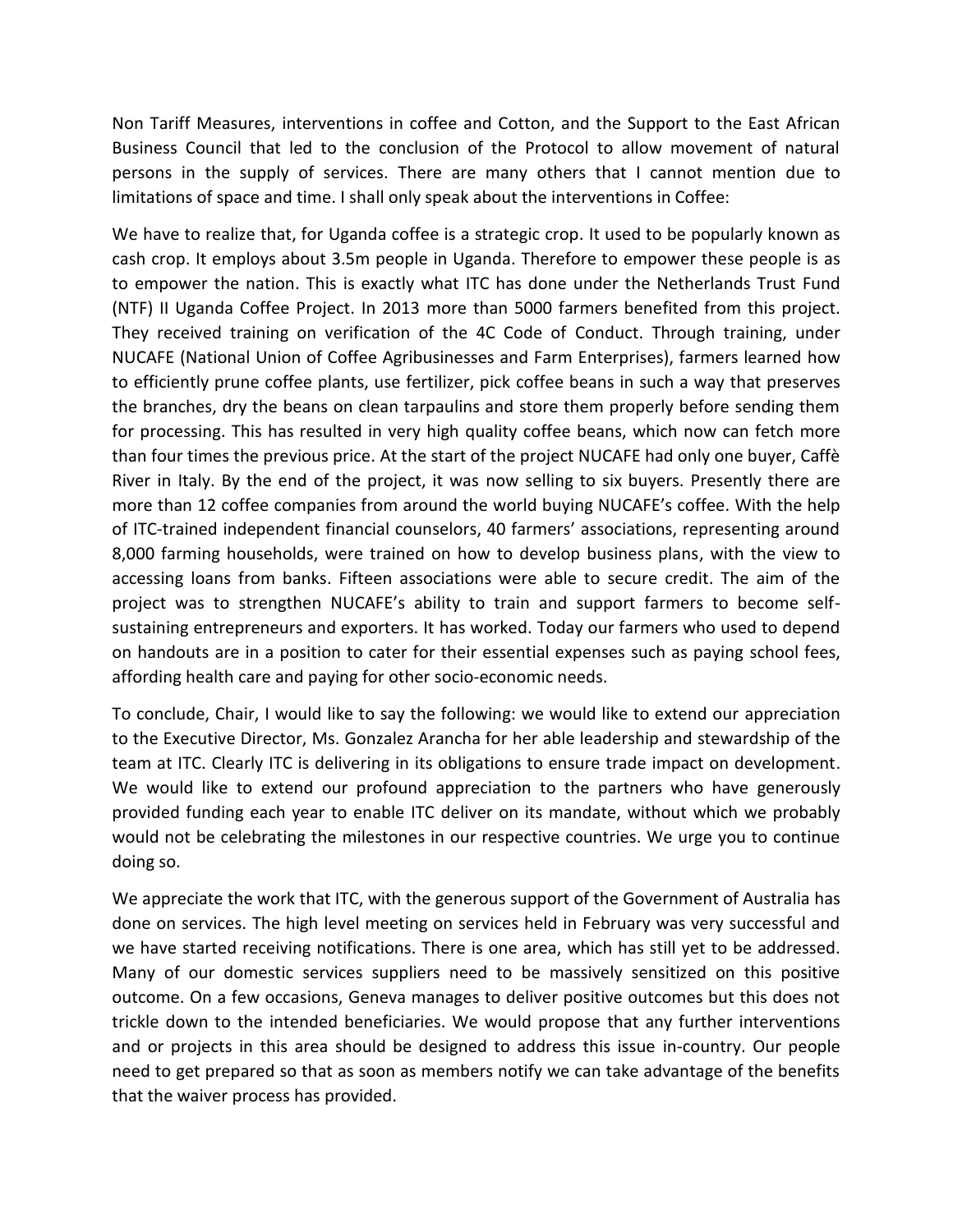Non Tariff Measures, interventions in coffee and Cotton, and the Support to the East African Business Council that led to the conclusion of the Protocol to allow movement of natural persons in the supply of services. There are many others that I cannot mention due to limitations of space and time. I shall only speak about the interventions in Coffee:

We have to realize that, for Uganda coffee is a strategic crop. It used to be popularly known as cash crop. It employs about 3.5m people in Uganda. Therefore to empower these people is as to empower the nation. This is exactly what ITC has done under the Netherlands Trust Fund (NTF) II Uganda Coffee Project. In 2013 more than 5000 farmers benefited from this project. They received training on verification of the 4C Code of Conduct. Through training, under NUCAFE (National Union of Coffee Agribusinesses and Farm Enterprises), farmers learned how to efficiently prune coffee plants, use fertilizer, pick coffee beans in such a way that preserves the branches, dry the beans on clean tarpaulins and store them properly before sending them for processing. This has resulted in very high quality coffee beans, which now can fetch more than four times the previous price. At the start of the project NUCAFE had only one buyer, Caffè River in Italy. By the end of the project, it was now selling to six buyers. Presently there are more than 12 coffee companies from around the world buying NUCAFE's coffee. With the help of ITC-trained independent financial counselors, 40 farmers' associations, representing around 8,000 farming households, were trained on how to develop business plans, with the view to accessing loans from banks. Fifteen associations were able to secure credit. The aim of the project was to strengthen NUCAFE's ability to train and support farmers to become self-sustaining entrepreneurs and exporters. It has worked. Today our farmers who used to depend on handouts are in a position to cater for their essential expenses such as paying school fees, affording health care and paying for other socio-economic needs.

To conclude, Chair, I would like to say the following: we would like to extend our appreciation to the Executive Director, Ms. Gonzalez Arancha for her able leadership and stewardship of the team at ITC. Clearly ITC is delivering in its obligations to ensure trade impact on development. We would like to extend our profound appreciation to the partners who have generously provided funding each year to enable ITC deliver on its mandate, without which we probably would not be celebrating the milestones in our respective countries. We urge you to continue doing so.

We appreciate the work that ITC, with the generous support of the Government of Australia has done on services. The high level meeting on services held in February was very successful and we have started receiving notifications. There is one area, which has still yet to be addressed. Many of our domestic services suppliers need to be massively sensitized on this positive outcome. On a few occasions, Geneva manages to deliver positive outcomes but this does not trickle down to the intended beneficiaries. We would propose that any further interventions and or projects in this area should be designed to address this issue in-country. Our people need to get prepared so that as soon as members notify we can take advantage of the benefits that the waiver process has provided.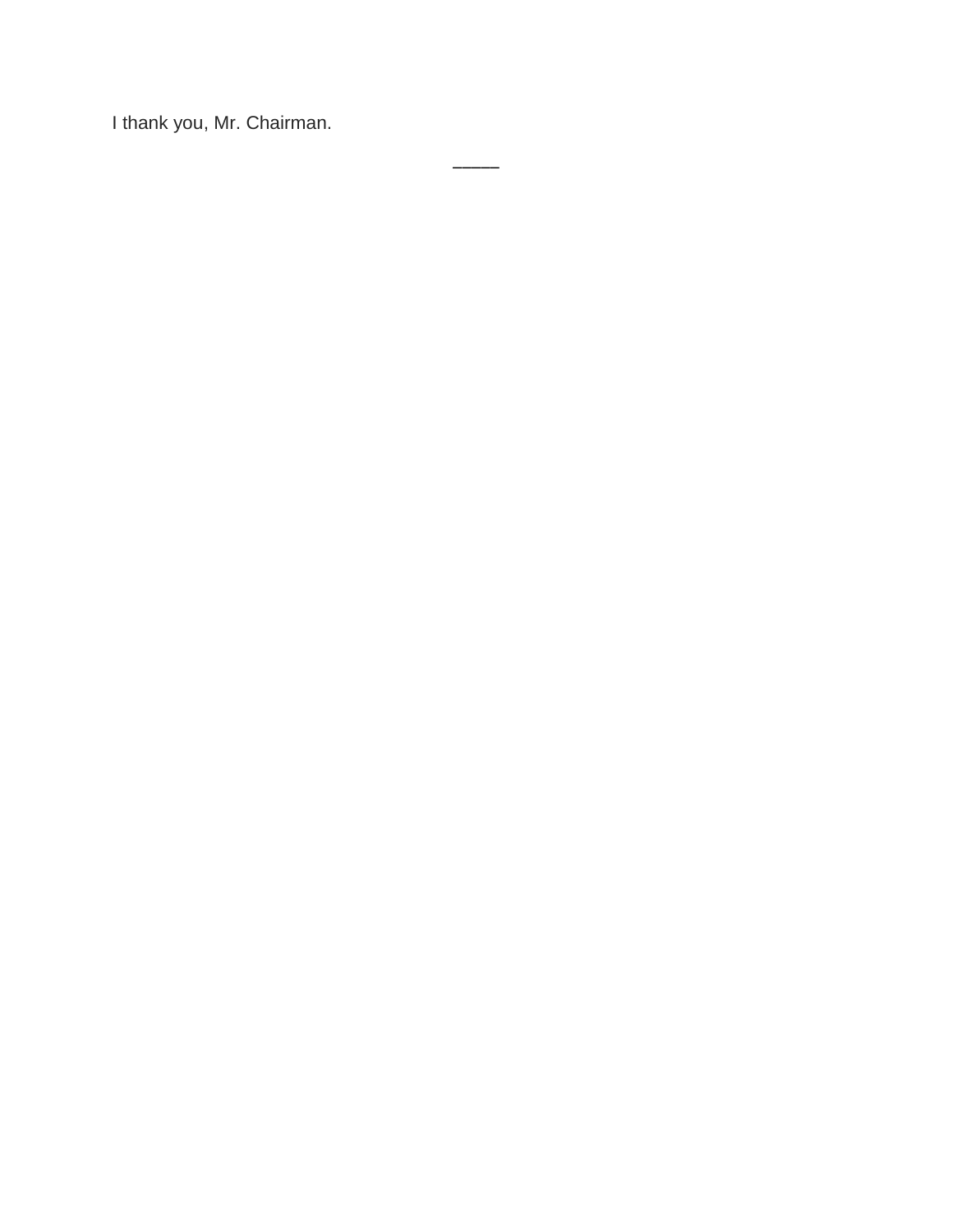I thank you, Mr. Chairman.

\_\_\_\_\_

I thank you, Mr. Chairman.

_____